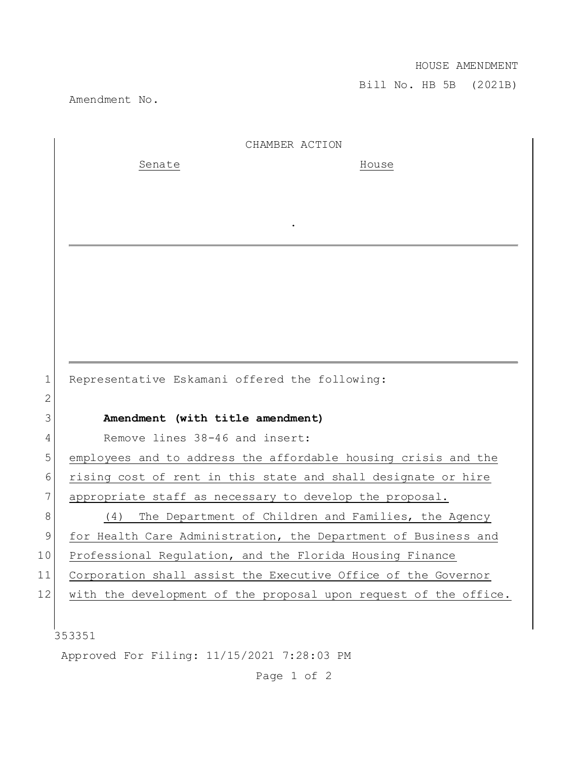HOUSE AMENDMENT

Bill No. HB 5B (2021B)

Amendment No.

CHAMBER ACTION

| Senate | House |
| --- | --- |
| | |

.

Representative Eskamani offered the following:

**Amendment (with title amendment)**

Remove lines 38-46 and insert:

employees and to address the affordable housing crisis and the rising cost of rent in this state and shall designate or hire appropriate staff as necessary to develop the proposal.

(4) The Department of Children and Families, the Agency for Health Care Administration, the Department of Business and Professional Regulation, and the Florida Housing Finance Corporation shall assist the Executive Office of the Governor with the development of the proposal upon request of the office.

353351

Approved For Filing: 11/15/2021 7:28:03 PM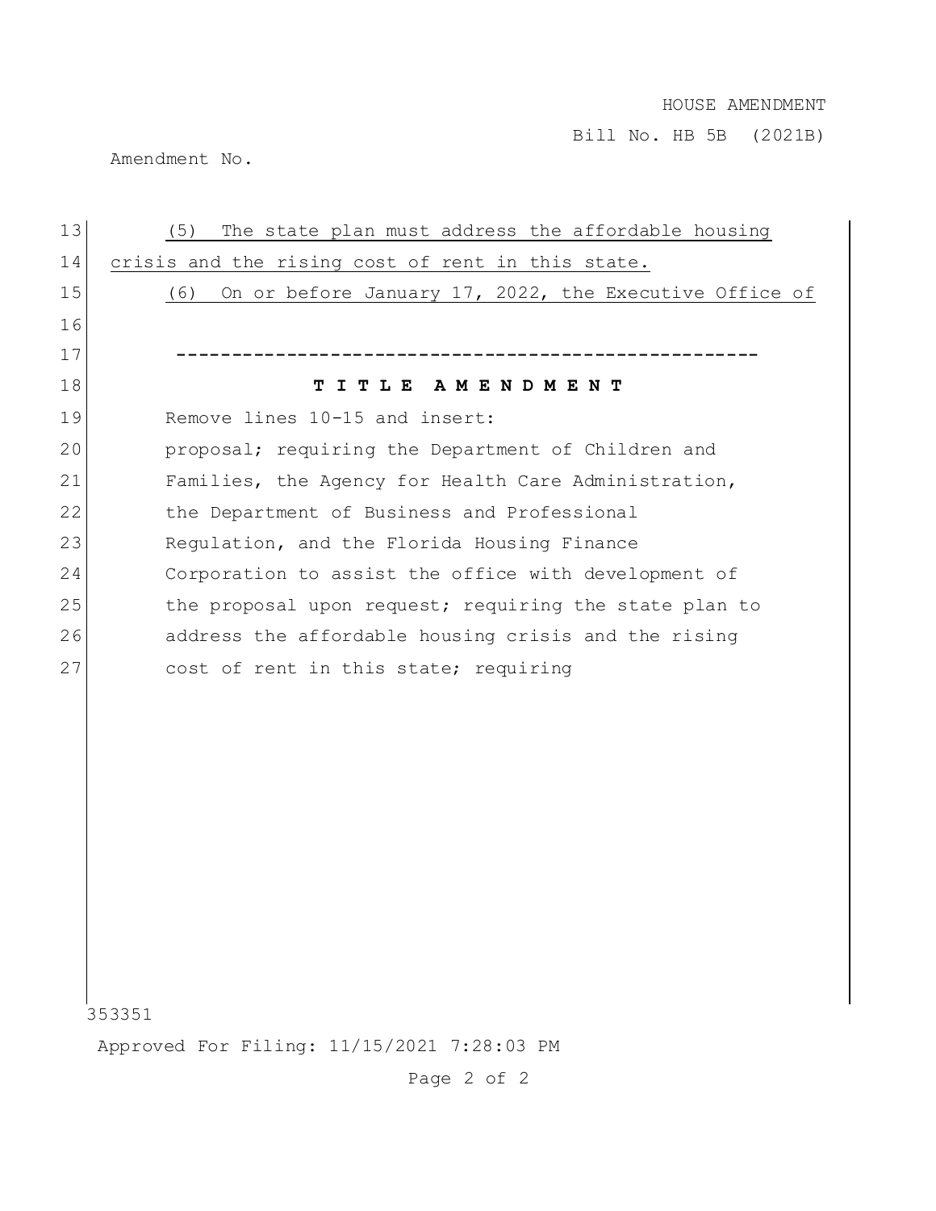HOUSE AMENDMENT

Bill No. HB 5B (2021B)

Amendment No.

(5) The state plan must address the affordable housing crisis and the rising cost of rent in this state.

(6) On or before January 17, 2022, the Executive Office of

-----------------------------------------------------

**T I T L E A M E N D M E N T**

Remove lines 10-15 and insert:

proposal; requiring the Department of Children and Families, the Agency for Health Care Administration, the Department of Business and Professional Regulation, and the Florida Housing Finance Corporation to assist the office with development of the proposal upon request; requiring the state plan to address the affordable housing crisis and the rising cost of rent in this state; requiring

353351

Approved For Filing: 11/15/2021 7:28:03 PM